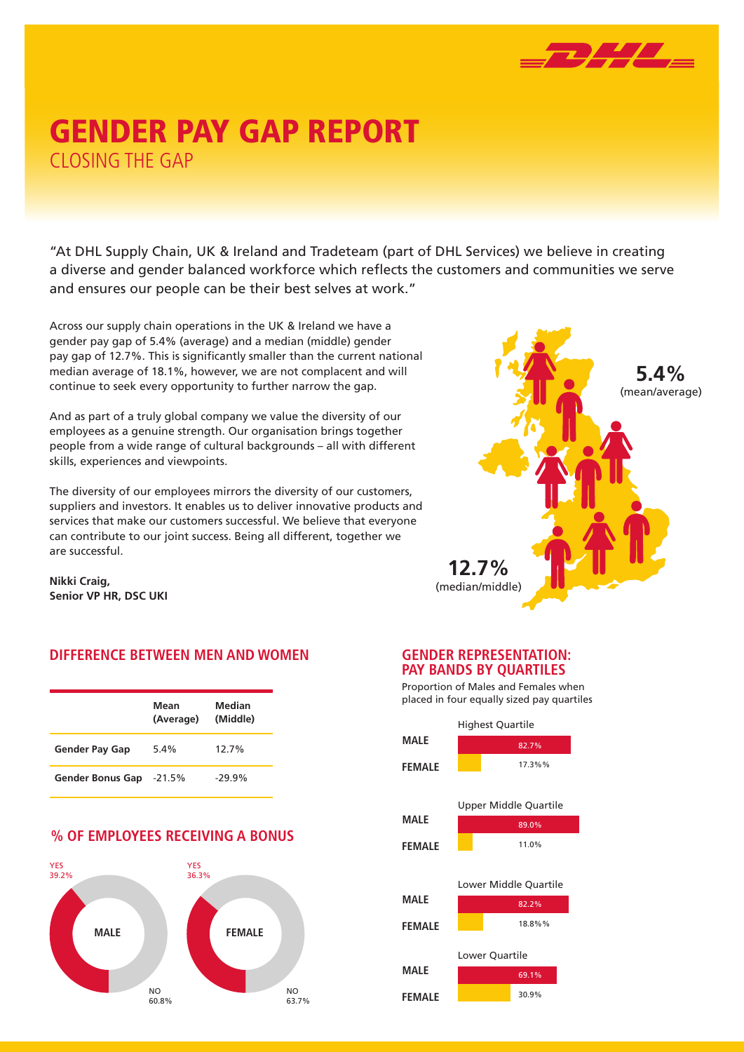# GENDER PAY GAP REPORT

## CLOSING THE GAP

"At DHL Supply Chain, UK & Ireland and Tradeteam (part of DHL Services) we believe in creating a diverse and gender balanced workforce which reflects the customers and communities we serve and ensures our people can be their best selves at work."

Across our supply chain operations in the UK & Ireland we have a gender pay gap of 5.4% (average) and a median (middle) gender pay gap of 12.7%. This is significantly smaller than the current national median average of 18.1%, however, we are not complacent and will continue to seek every opportunity to further narrow the gap.

And as part of a truly global company we value the diversity of our employees as a genuine strength. Our organisation brings together people from a wide range of cultural backgrounds – all with different skills, experiences and viewpoints.

The diversity of our employees mirrors the diversity of our customers, suppliers and investors. It enables us to deliver innovative products and services that make our customers successful. We believe that everyone can contribute to our joint success. Being all different, together we are successful.

**Nikki Craig,**
**Senior VP HR, DSC UKI**

**5.4%** (mean/average)

**12.7%** (median/middle)

## DIFFERENCE BETWEEN MEN AND WOMEN

| | Mean (Average) | Median (Middle) |
|---|---|---|
| **Gender Pay Gap** | 5.4% | 12.7% |
| **Gender Bonus Gap** | -21.5% | -29.9% |

## % OF EMPLOYEES RECEIVING A BONUS

| | YES | NO |
|---|---|---|
| MALE | 39.2% | 60.8% |
| FEMALE | 36.3% | 63.7% |

## GENDER REPRESENTATION: PAY BANDS BY QUARTILES

Proportion of Males and Females when placed in four equally sized pay quartiles

| Quartile | MALE | FEMALE |
|---|---|---|
| Highest Quartile | 82.7% | 17.3%% |
| Upper Middle Quartile | 89.0% | 11.0% |
| Lower Middle Quartile | 82.2% | 18.8%% |
| Lower Quartile | 69.1% | 30.9% |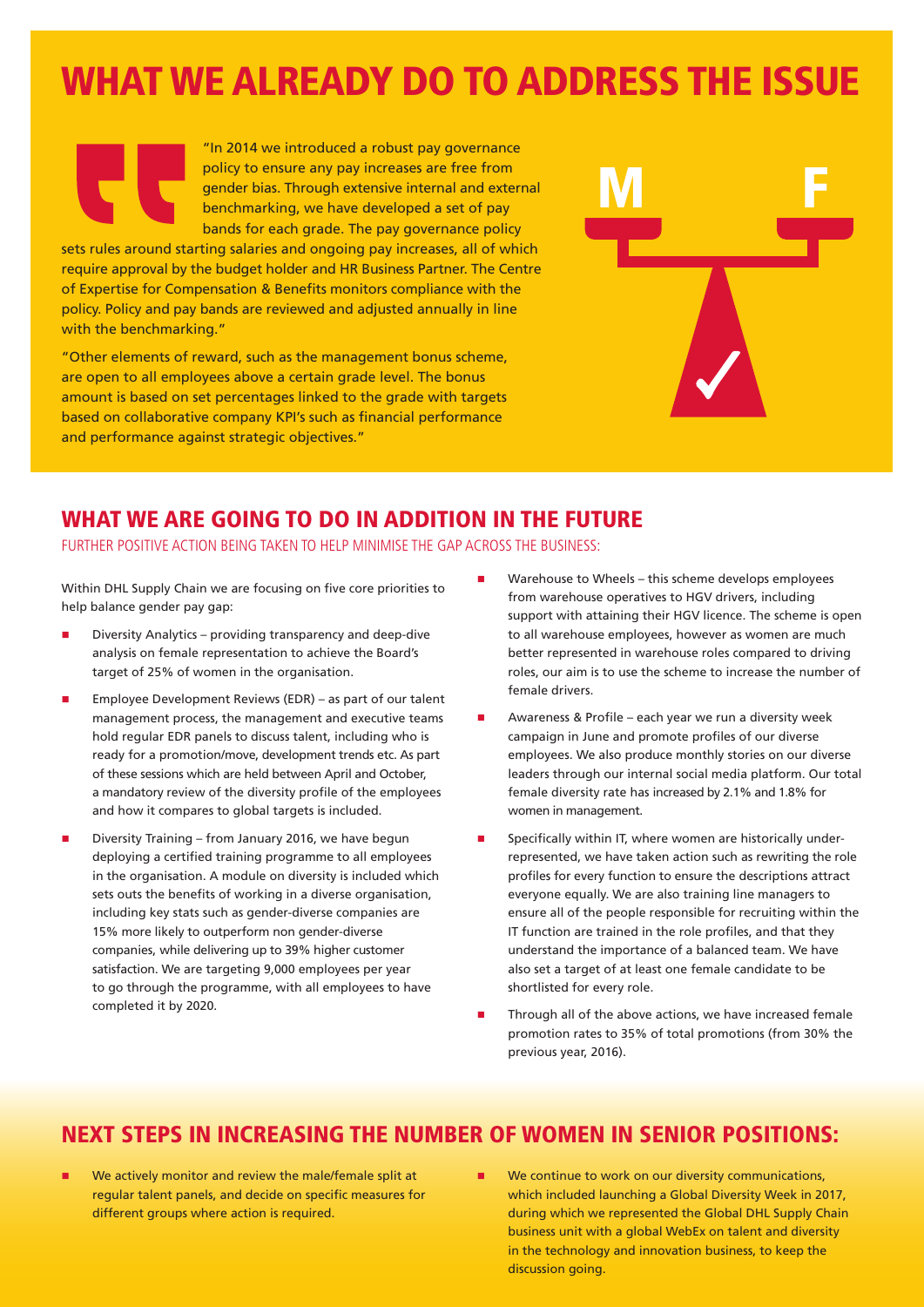# WHAT WE ALREADY DO TO ADDRESS THE ISSUE

"In 2014 we introduced a robust pay governance policy to ensure any pay increases are free from gender bias. Through extensive internal and external benchmarking, we have developed a set of pay bands for each grade. The pay governance policy sets rules around starting salaries and ongoing pay increases, all of which require approval by the budget holder and HR Business Partner. The Centre of Expertise for Compensation & Benefits monitors compliance with the policy. Policy and pay bands are reviewed and adjusted annually in line with the benchmarking."

"Other elements of reward, such as the management bonus scheme, are open to all employees above a certain grade level. The bonus amount is based on set percentages linked to the grade with targets based on collaborative company KPI's such as financial performance and performance against strategic objectives."

M

F

## WHAT WE ARE GOING TO DO IN ADDITION IN THE FUTURE

FURTHER POSITIVE ACTION BEING TAKEN TO HELP MINIMISE THE GAP ACROSS THE BUSINESS:

Within DHL Supply Chain we are focusing on five core priorities to help balance gender pay gap:

- Diversity Analytics – providing transparency and deep-dive analysis on female representation to achieve the Board's target of 25% of women in the organisation.
- Employee Development Reviews (EDR) – as part of our talent management process, the management and executive teams hold regular EDR panels to discuss talent, including who is ready for a promotion/move, development trends etc. As part of these sessions which are held between April and October, a mandatory review of the diversity profile of the employees and how it compares to global targets is included.
- Diversity Training – from January 2016, we have begun deploying a certified training programme to all employees in the organisation. A module on diversity is included which sets outs the benefits of working in a diverse organisation, including key stats such as gender-diverse companies are 15% more likely to outperform non gender-diverse companies, while delivering up to 39% higher customer satisfaction. We are targeting 9,000 employees per year to go through the programme, with all employees to have completed it by 2020.
- Warehouse to Wheels – this scheme develops employees from warehouse operatives to HGV drivers, including support with attaining their HGV licence. The scheme is open to all warehouse employees, however as women are much better represented in warehouse roles compared to driving roles, our aim is to use the scheme to increase the number of female drivers.
- Awareness & Profile – each year we run a diversity week campaign in June and promote profiles of our diverse employees. We also produce monthly stories on our diverse leaders through our internal social media platform. Our total female diversity rate has increased by 2.1% and 1.8% for women in management.
- Specifically within IT, where women are historically under-represented, we have taken action such as rewriting the role profiles for every function to ensure the descriptions attract everyone equally. We are also training line managers to ensure all of the people responsible for recruiting within the IT function are trained in the role profiles, and that they understand the importance of a balanced team. We have also set a target of at least one female candidate to be shortlisted for every role.
- Through all of the above actions, we have increased female promotion rates to 35% of total promotions (from 30% the previous year, 2016).

## NEXT STEPS IN INCREASING THE NUMBER OF WOMEN IN SENIOR POSITIONS:

- We actively monitor and review the male/female split at regular talent panels, and decide on specific measures for different groups where action is required.
- We continue to work on our diversity communications, which included launching a Global Diversity Week in 2017, during which we represented the Global DHL Supply Chain business unit with a global WebEx on talent and diversity in the technology and innovation business, to keep the discussion going.